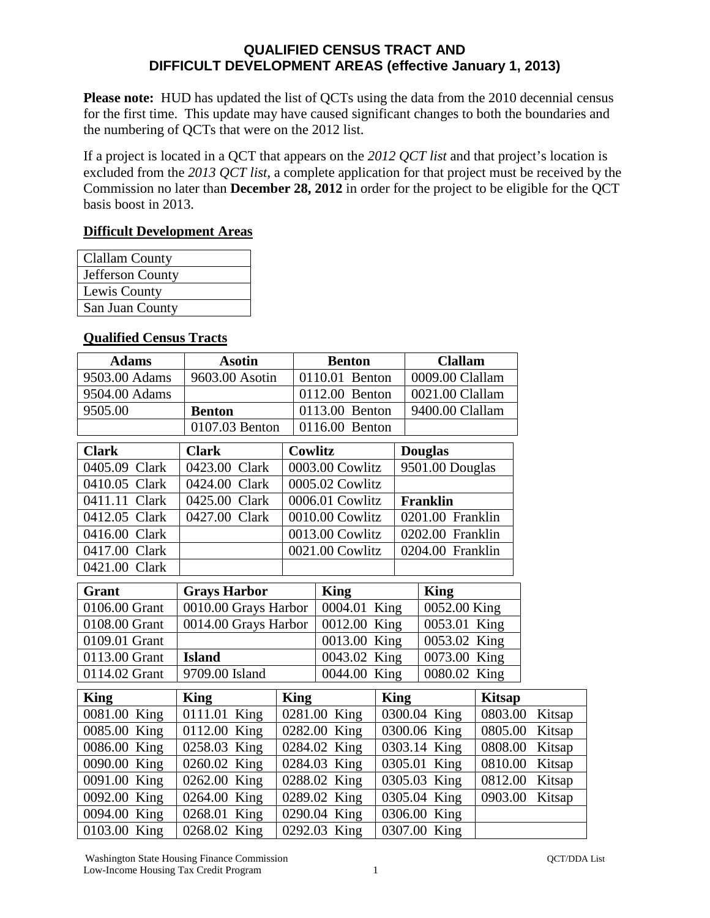# QUALIFIED CENSUS TRACT AND DIFFICULT DEVELOPMENT AREAS (effective January 1, 2013)

**Please note:** HUD has updated the list of QCTs using the data from the 2010 decennial census for the first time. This update may have caused significant changes to both the boundaries and the numbering of QCTs that were on the 2012 list.

If a project is located in a QCT that appears on the *2012 QCT list* and that project's location is excluded from the *2013 QCT list*, a complete application for that project must be received by the Commission no later than **December 28, 2012** in order for the project to be eligible for the QCT basis boost in 2013.

## Difficult Development Areas

| |
|---|
| Clallam County |
| Jefferson County |
| Lewis County |
| San Juan County |

## Qualified Census Tracts

| Adams | Asotin | Benton | Clallam |
|---|---|---|---|
| 9503.00 Adams | 9603.00 Asotin | 0110.01 Benton | 0009.00 Clallam |
| 9504.00 Adams | | 0112.00 Benton | 0021.00 Clallam |
| 9505.00 | **Benton** | 0113.00 Benton | 9400.00 Clallam |
| | 0107.03 Benton | 0116.00 Benton | |

| Clark | Clark | Cowlitz | Douglas |
|---|---|---|---|
| 0405.09 Clark | 0423.00 Clark | 0003.00 Cowlitz | 9501.00 Douglas |
| 0410.05 Clark | 0424.00 Clark | 0005.02 Cowlitz | |
| 0411.11 Clark | 0425.00 Clark | 0006.01 Cowlitz | **Franklin** |
| 0412.05 Clark | 0427.00 Clark | 0010.00 Cowlitz | 0201.00 Franklin |
| 0416.00 Clark | | 0013.00 Cowlitz | 0202.00 Franklin |
| 0417.00 Clark | | 0021.00 Cowlitz | 0204.00 Franklin |
| 0421.00 Clark | | | |

| Grant | Grays Harbor | King | King |
|---|---|---|---|
| 0106.00 Grant | 0010.00 Grays Harbor | 0004.01 King | 0052.00 King |
| 0108.00 Grant | 0014.00 Grays Harbor | 0012.00 King | 0053.01 King |
| 0109.01 Grant | | 0013.00 King | 0053.02 King |
| 0113.00 Grant | **Island** | 0043.02 King | 0073.00 King |
| 0114.02 Grant | 9709.00 Island | 0044.00 King | 0080.02 King |

| King | King | King | King | Kitsap |
|---|---|---|---|---|
| 0081.00 King | 0111.01 King | 0281.00 King | 0300.04 King | 0803.00 Kitsap |
| 0085.00 King | 0112.00 King | 0282.00 King | 0300.06 King | 0805.00 Kitsap |
| 0086.00 King | 0258.03 King | 0284.02 King | 0303.14 King | 0808.00 Kitsap |
| 0090.00 King | 0260.02 King | 0284.03 King | 0305.01 King | 0810.00 Kitsap |
| 0091.00 King | 0262.00 King | 0288.02 King | 0305.03 King | 0812.00 Kitsap |
| 0092.00 King | 0264.00 King | 0289.02 King | 0305.04 King | 0903.00 Kitsap |
| 0094.00 King | 0268.01 King | 0290.04 King | 0306.00 King | |
| 0103.00 King | 0268.02 King | 0292.03 King | 0307.00 King | |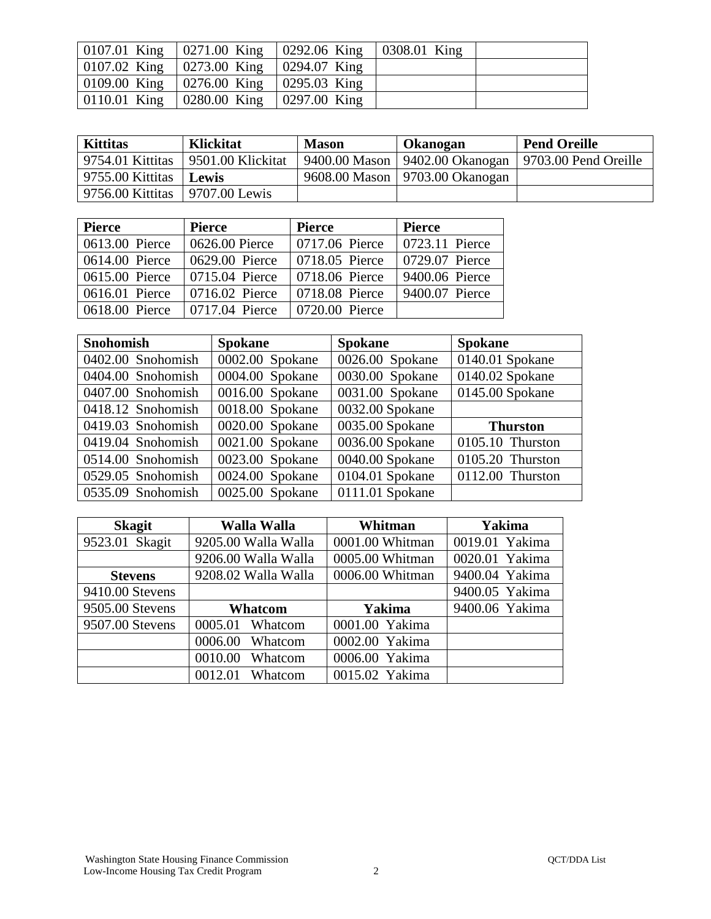| | | | | |
|---|---|---|---|---|
| 0107.01 King | 0271.00 King | 0292.06 King | 0308.01 King | |
| 0107.02 King | 0273.00 King | 0294.07 King | | |
| 0109.00 King | 0276.00 King | 0295.03 King | | |
| 0110.01 King | 0280.00 King | 0297.00 King | | |

| Kittitas | Klickitat | Mason | Okanogan | Pend Oreille |
|---|---|---|---|---|
| 9754.01 Kittitas | 9501.00 Klickitat | 9400.00 Mason | 9402.00 Okanogan | 9703.00 Pend Oreille |
| 9755.00 Kittitas | **Lewis** | 9608.00 Mason | 9703.00 Okanogan | |
| 9756.00 Kittitas | 9707.00 Lewis | | | |

| Pierce | Pierce | Pierce | Pierce |
|---|---|---|---|
| 0613.00 Pierce | 0626.00 Pierce | 0717.06 Pierce | 0723.11 Pierce |
| 0614.00 Pierce | 0629.00 Pierce | 0718.05 Pierce | 0729.07 Pierce |
| 0615.00 Pierce | 0715.04 Pierce | 0718.06 Pierce | 9400.06 Pierce |
| 0616.01 Pierce | 0716.02 Pierce | 0718.08 Pierce | 9400.07 Pierce |
| 0618.00 Pierce | 0717.04 Pierce | 0720.00 Pierce | |

| Snohomish | Spokane | Spokane | Spokane |
|---|---|---|---|
| 0402.00 Snohomish | 0002.00 Spokane | 0026.00 Spokane | 0140.01 Spokane |
| 0404.00 Snohomish | 0004.00 Spokane | 0030.00 Spokane | 0140.02 Spokane |
| 0407.00 Snohomish | 0016.00 Spokane | 0031.00 Spokane | 0145.00 Spokane |
| 0418.12 Snohomish | 0018.00 Spokane | 0032.00 Spokane | |
| 0419.03 Snohomish | 0020.00 Spokane | 0035.00 Spokane | **Thurston** |
| 0419.04 Snohomish | 0021.00 Spokane | 0036.00 Spokane | 0105.10 Thurston |
| 0514.00 Snohomish | 0023.00 Spokane | 0040.00 Spokane | 0105.20 Thurston |
| 0529.05 Snohomish | 0024.00 Spokane | 0104.01 Spokane | 0112.00 Thurston |
| 0535.09 Snohomish | 0025.00 Spokane | 0111.01 Spokane | |

| Skagit | Walla Walla | Whitman | Yakima |
|---|---|---|---|
| 9523.01 Skagit | 9205.00 Walla Walla | 0001.00 Whitman | 0019.01 Yakima |
| | 9206.00 Walla Walla | 0005.00 Whitman | 0020.01 Yakima |
| **Stevens** | 9208.02 Walla Walla | 0006.00 Whitman | 9400.04 Yakima |
| 9410.00 Stevens | | | 9400.05 Yakima |
| 9505.00 Stevens | **Whatcom** | **Yakima** | 9400.06 Yakima |
| 9507.00 Stevens | 0005.01 Whatcom | 0001.00 Yakima | |
| | 0006.00 Whatcom | 0002.00 Yakima | |
| | 0010.00 Whatcom | 0006.00 Yakima | |
| | 0012.01 Whatcom | 0015.02 Yakima | |